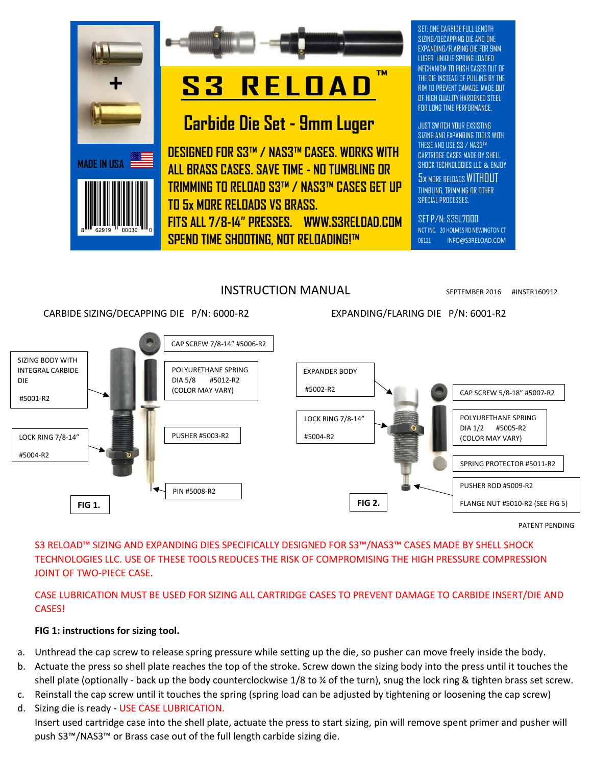# S3 RELOAD™

## Carbide Die Set - 9mm Luger

MADE IN USA

8 62919 00030 0

DESIGNED FOR S3™ / NAS3™ CASES. WORKS WITH ALL BRASS CASES. SAVE TIME - NO TUMBLING OR TRIMMING TO RELOAD S3™ / NAS3™ CASES GET UP TO 5x MORE RELOADS VS BRASS.
FITS ALL 7/8-14" PRESSES. WWW.S3RELOAD.COM
SPEND TIME SHOOTING, NOT RELOADING!™

SET: ONE CARBIDE FULL LENGTH SIZING/DECAPPING DIE AND ONE EXPANDING/FLARING DIE FOR 9MM LUGER. UNIQUE SPRING LOADED MECHANISM TO PUSH CASES OUT OF THE DIE INSTEAD OF PULLING BY THE RIM TO PREVENT DAMAGE. MADE OUT OF HIGH QUALITY HARDENED STEEL FOR LONG TIME PERFORMANCE.

JUST SWITCH YOUR EXSISTING SIZING AND EXPANDING TOOLS WITH THESE AND USE S3 / NAS3™ CARTRIDGE CASES MADE BY SHELL SHOCK TECHNOLOGIES LLC & ENJOY 5x MORE RELOADS WITHOUT TUMBLING, TRIMMING OR OTHER SPECIAL PROCESSES.

SET P/N: S39L7000
NCT INC. 20 HOLMES RD NEWINGTON CT 06111 INFO@S3RELOAD.COM

## INSTRUCTION MANUAL

SEPTEMBER 2016 #INSTR160912

CARBIDE SIZING/DECAPPING DIE P/N: 6000-R2

- SIZING BODY WITH INTEGRAL CARBIDE DIE #5001-R2
- LOCK RING 7/8-14" #5004-R2
- CAP SCREW 7/8-14" #5006-R2
- POLYURETHANE SPRING DIA 5/8 #5012-R2 (COLOR MAY VARY)
- PUSHER #5003-R2
- PIN #5008-R2

FIG 1.

EXPANDING/FLARING DIE P/N: 6001-R2

- EXPANDER BODY #5002-R2
- LOCK RING 7/8-14" #5004-R2
- CAP SCREW 5/8-18" #5007-R2
- POLYURETHANE SPRING DIA 1/2 #5005-R2 (COLOR MAY VARY)
- SPRING PROTECTOR #5011-R2
- PUSHER ROD #5009-R2
- FLANGE NUT #5010-R2 (SEE FIG 5)

FIG 2.

PATENT PENDING

S3 RELOAD™ SIZING AND EXPANDING DIES SPECIFICALLY DESIGNED FOR S3™/NAS3™ CASES MADE BY SHELL SHOCK TECHNOLOGIES LLC. USE OF THESE TOOLS REDUCES THE RISK OF COMPROMISING THE HIGH PRESSURE COMPRESSION JOINT OF TWO-PIECE CASE.

CASE LUBRICATION MUST BE USED FOR SIZING ALL CARTRIDGE CASES TO PREVENT DAMAGE TO CARBIDE INSERT/DIE AND CASES!

**FIG 1: instructions for sizing tool.**

a. Unthread the cap screw to release spring pressure while setting up the die, so pusher can move freely inside the body.
b. Actuate the press so shell plate reaches the top of the stroke. Screw down the sizing body into the press until it touches the shell plate (optionally - back up the body counterclockwise 1/8 to ¼ of the turn), snug the lock ring & tighten brass set screw.
c. Reinstall the cap screw until it touches the spring (spring load can be adjusted by tightening or loosening the cap screw)
d. Sizing die is ready - USE CASE LUBRICATION.
   Insert used cartridge case into the shell plate, actuate the press to start sizing, pin will remove spent primer and pusher will push S3™/NAS3™ or Brass case out of the full length carbide sizing die.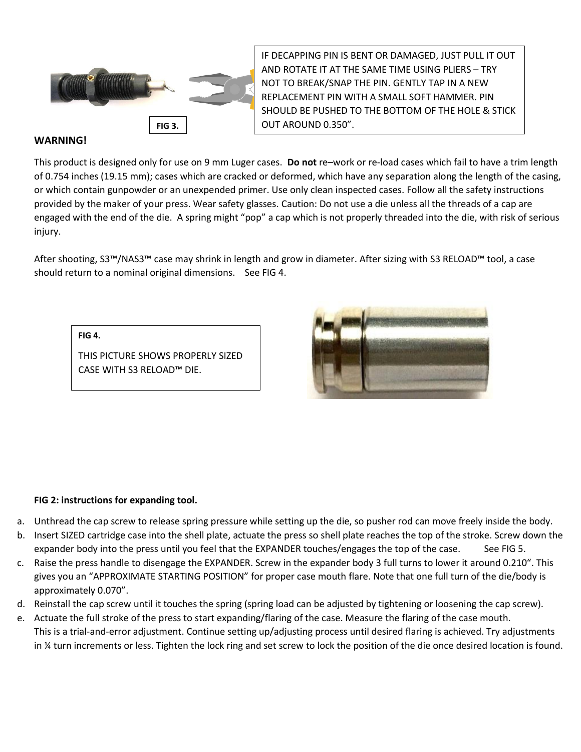FIG 3.

IF DECAPPING PIN IS BENT OR DAMAGED, JUST PULL IT OUT AND ROTATE IT AT THE SAME TIME USING PLIERS – TRY NOT TO BREAK/SNAP THE PIN. GENTLY TAP IN A NEW REPLACEMENT PIN WITH A SMALL SOFT HAMMER. PIN SHOULD BE PUSHED TO THE BOTTOM OF THE HOLE & STICK OUT AROUND 0.350".

**WARNING!**

This product is designed only for use on 9 mm Luger cases. **Do not** re–work or re-load cases which fail to have a trim length of 0.754 inches (19.15 mm); cases which are cracked or deformed, which have any separation along the length of the casing, or which contain gunpowder or an unexpended primer. Use only clean inspected cases. Follow all the safety instructions provided by the maker of your press. Wear safety glasses. Caution: Do not use a die unless all the threads of a cap are engaged with the end of the die. A spring might "pop" a cap which is not properly threaded into the die, with risk of serious injury.

After shooting, S3™/NAS3™ case may shrink in length and grow in diameter. After sizing with S3 RELOAD™ tool, a case should return to a nominal original dimensions. See FIG 4.

**FIG 4.**

THIS PICTURE SHOWS PROPERLY SIZED CASE WITH S3 RELOAD™ DIE.

**FIG 2: instructions for expanding tool.**

a. Unthread the cap screw to release spring pressure while setting up the die, so pusher rod can move freely inside the body.
b. Insert SIZED cartridge case into the shell plate, actuate the press so shell plate reaches the top of the stroke. Screw down the expander body into the press until you feel that the EXPANDER touches/engages the top of the case. See FIG 5.
c. Raise the press handle to disengage the EXPANDER. Screw in the expander body 3 full turns to lower it around 0.210". This gives you an "APPROXIMATE STARTING POSITION" for proper case mouth flare. Note that one full turn of the die/body is approximately 0.070".
d. Reinstall the cap screw until it touches the spring (spring load can be adjusted by tightening or loosening the cap screw).
e. Actuate the full stroke of the press to start expanding/flaring of the case. Measure the flaring of the case mouth.
   This is a trial-and-error adjustment. Continue setting up/adjusting process until desired flaring is achieved. Try adjustments in ¼ turn increments or less. Tighten the lock ring and set screw to lock the position of the die once desired location is found.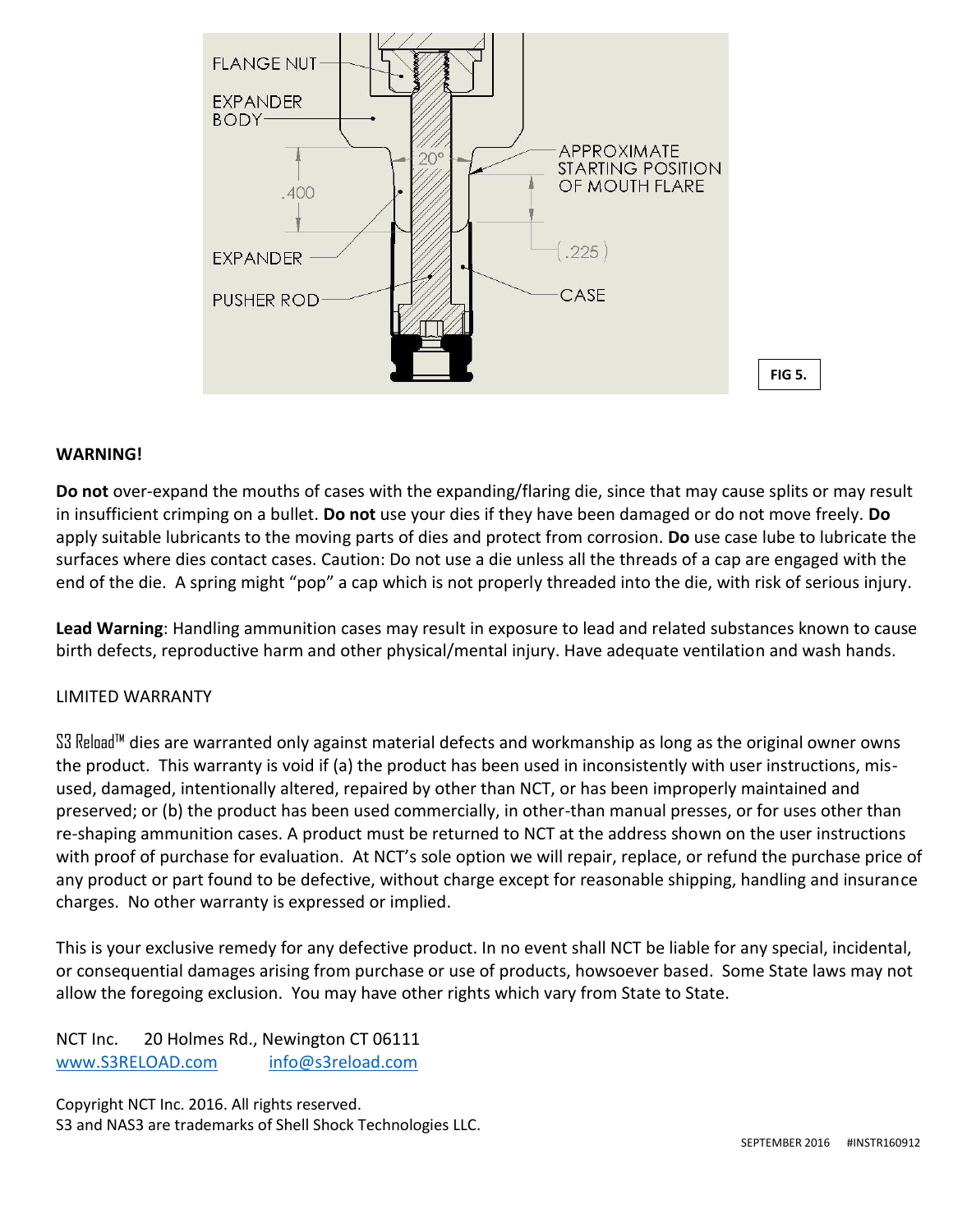FLANGE NUT
EXPANDER BODY
20°
APPROXIMATE STARTING POSITION OF MOUTH FLARE
.400
EXPANDER
(.225)
PUSHER ROD
CASE

**FIG 5.**

**WARNING!**

**Do not** over-expand the mouths of cases with the expanding/flaring die, since that may cause splits or may result in insufficient crimping on a bullet. **Do not** use your dies if they have been damaged or do not move freely. **Do** apply suitable lubricants to the moving parts of dies and protect from corrosion. **Do** use case lube to lubricate the surfaces where dies contact cases. Caution: Do not use a die unless all the threads of a cap are engaged with the end of the die. A spring might "pop" a cap which is not properly threaded into the die, with risk of serious injury.

**Lead Warning**: Handling ammunition cases may result in exposure to lead and related substances known to cause birth defects, reproductive harm and other physical/mental injury. Have adequate ventilation and wash hands.

LIMITED WARRANTY

S3 Reload™ dies are warranted only against material defects and workmanship as long as the original owner owns the product. This warranty is void if (a) the product has been used in inconsistently with user instructions, mis-used, damaged, intentionally altered, repaired by other than NCT, or has been improperly maintained and preserved; or (b) the product has been used commercially, in other-than manual presses, or for uses other than re-shaping ammunition cases. A product must be returned to NCT at the address shown on the user instructions with proof of purchase for evaluation. At NCT's sole option we will repair, replace, or refund the purchase price of any product or part found to be defective, without charge except for reasonable shipping, handling and insurance charges. No other warranty is expressed or implied.

This is your exclusive remedy for any defective product. In no event shall NCT be liable for any special, incidental, or consequential damages arising from purchase or use of products, howsoever based. Some State laws may not allow the foregoing exclusion. You may have other rights which vary from State to State.

NCT Inc. 20 Holmes Rd., Newington CT 06111
www.S3RELOAD.com info@s3reload.com

Copyright NCT Inc. 2016. All rights reserved.
S3 and NAS3 are trademarks of Shell Shock Technologies LLC.

SEPTEMBER 2016 #INSTR160912